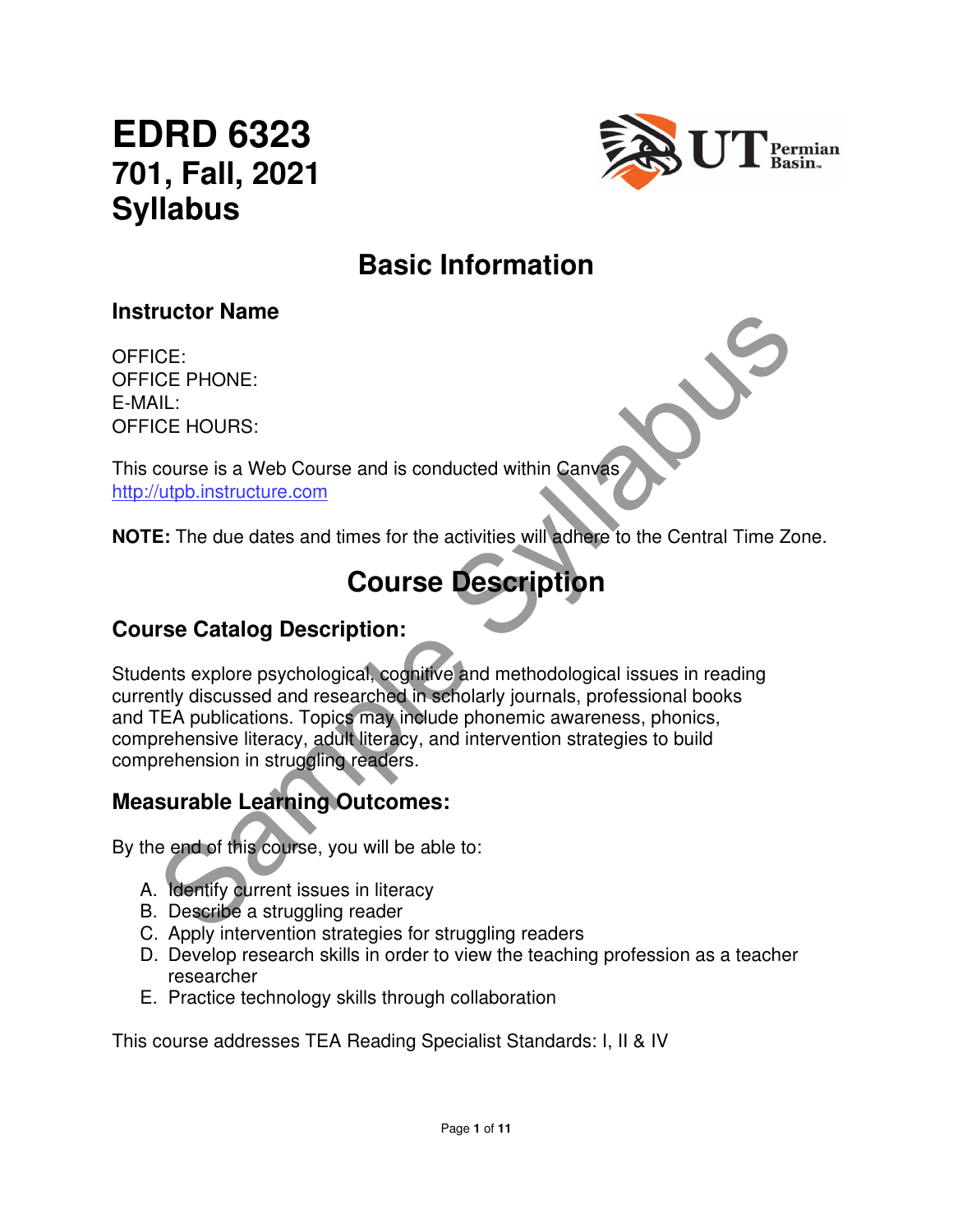# EDRD 6323
## 701, Fall, 2021
## Syllabus

# Basic Information

### Instructor Name

OFFICE:
OFFICE PHONE:
E-MAIL:
OFFICE HOURS:

This course is a Web Course and is conducted within Canvas
http://utpb.instructure.com

**NOTE:** The due dates and times for the activities will adhere to the Central Time Zone.

# Course Description

### Course Catalog Description:

Students explore psychological, cognitive and methodological issues in reading currently discussed and researched in scholarly journals, professional books and TEA publications. Topics may include phonemic awareness, phonics, comprehensive literacy, adult literacy, and intervention strategies to build comprehension in struggling readers.

### Measurable Learning Outcomes:

By the end of this course, you will be able to:

A. Identify current issues in literacy
B. Describe a struggling reader
C. Apply intervention strategies for struggling readers
D. Develop research skills in order to view the teaching profession as a teacher researcher
E. Practice technology skills through collaboration

This course addresses TEA Reading Specialist Standards: I, II & IV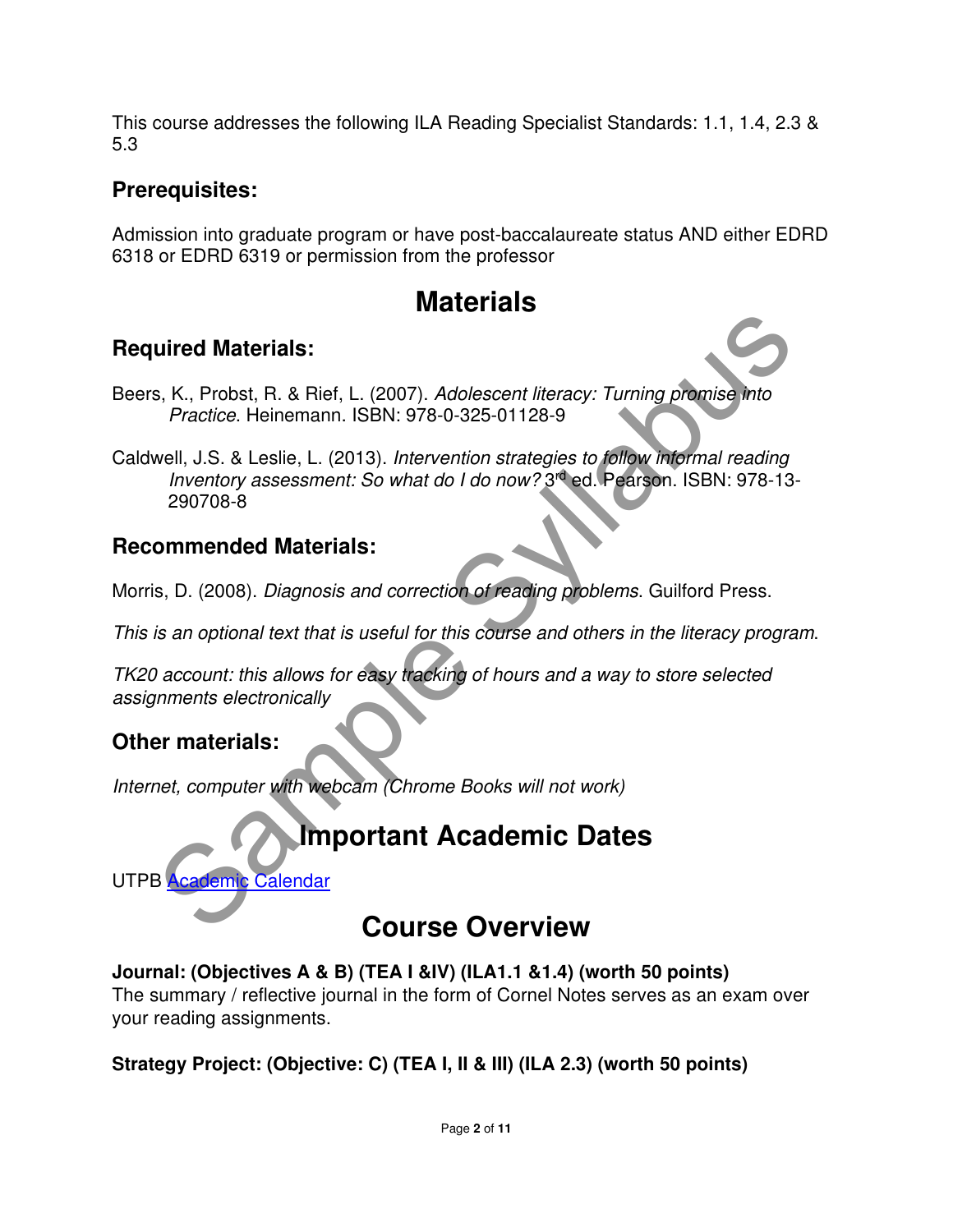This course addresses the following ILA Reading Specialist Standards: 1.1, 1.4, 2.3 & 5.3

### Prerequisites:

Admission into graduate program or have post-baccalaureate status AND either EDRD 6318 or EDRD 6319 or permission from the professor

## Materials

### Required Materials:

Beers, K., Probst, R. & Rief, L. (2007). *Adolescent literacy: Turning promise into Practice*. Heinemann. ISBN: 978-0-325-01128-9

Caldwell, J.S. & Leslie, L. (2013). *Intervention strategies to follow informal reading Inventory assessment: So what do I do now?* 3rd ed. Pearson. ISBN: 978-13-290708-8

### Recommended Materials:

Morris, D. (2008). *Diagnosis and correction of reading problems*. Guilford Press.

*This is an optional text that is useful for this course and others in the literacy program*.

*TK20 account: this allows for easy tracking of hours and a way to store selected assignments electronically*

### Other materials:

*Internet, computer with webcam (Chrome Books will not work)*

## Important Academic Dates

UTPB Academic Calendar

## Course Overview

**Journal: (Objectives A & B) (TEA I &IV) (ILA1.1 &1.4) (worth 50 points)**
The summary / reflective journal in the form of Cornel Notes serves as an exam over your reading assignments.

**Strategy Project: (Objective: C) (TEA I, II & III) (ILA 2.3) (worth 50 points)**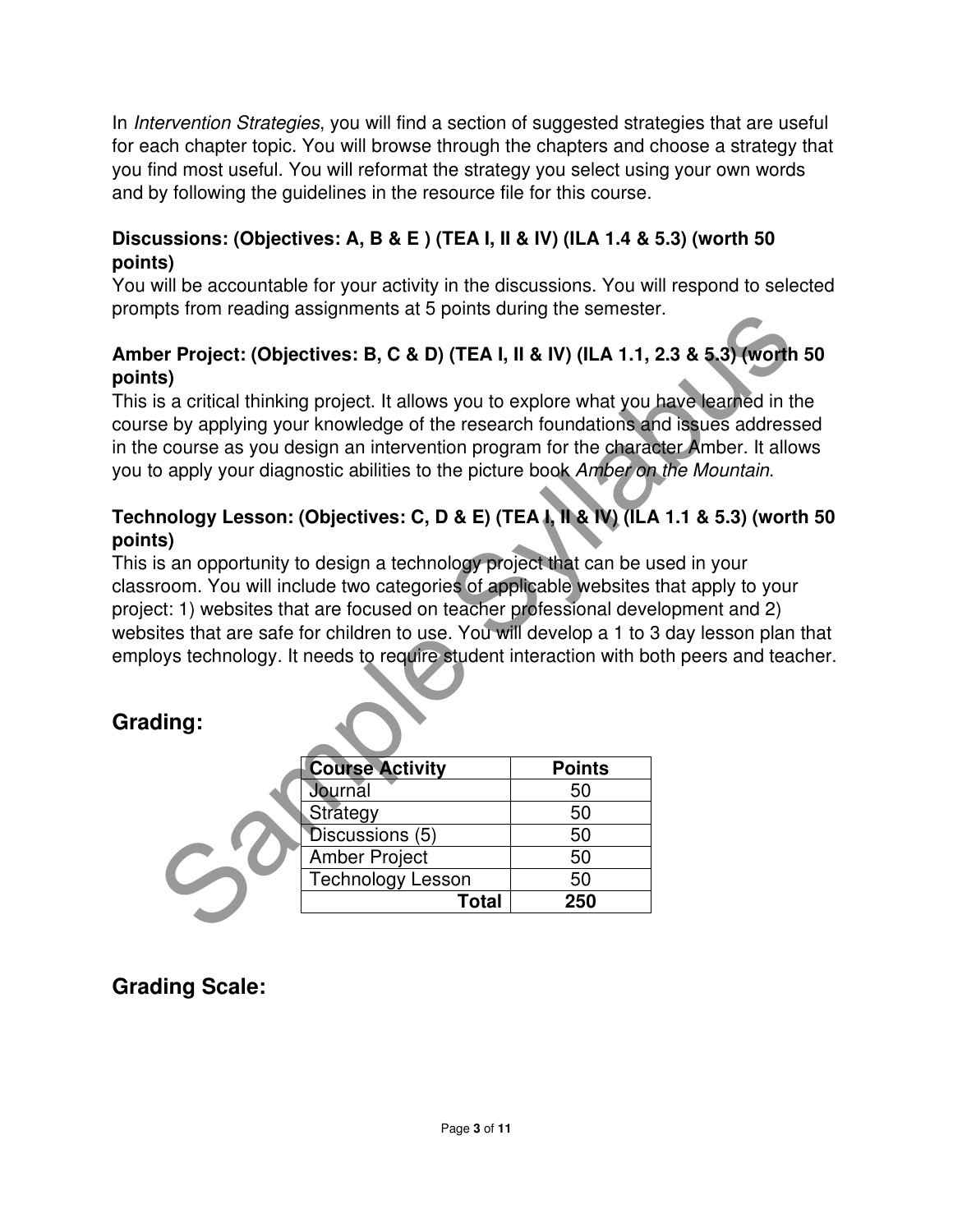In *Intervention Strategies*, you will find a section of suggested strategies that are useful for each chapter topic. You will browse through the chapters and choose a strategy that you find most useful. You will reformat the strategy you select using your own words and by following the guidelines in the resource file for this course.

**Discussions: (Objectives: A, B & E ) (TEA I, II & IV) (ILA 1.4 & 5.3) (worth 50 points)**

You will be accountable for your activity in the discussions. You will respond to selected prompts from reading assignments at 5 points during the semester.

**Amber Project: (Objectives: B, C & D) (TEA I, II & IV) (ILA 1.1, 2.3 & 5.3) (worth 50 points)**

This is a critical thinking project. It allows you to explore what you have learned in the course by applying your knowledge of the research foundations and issues addressed in the course as you design an intervention program for the character Amber. It allows you to apply your diagnostic abilities to the picture book *Amber on the Mountain*.

**Technology Lesson: (Objectives: C, D & E) (TEA I, II & IV) (ILA 1.1 & 5.3) (worth 50 points)**

This is an opportunity to design a technology project that can be used in your classroom. You will include two categories of applicable websites that apply to your project: 1) websites that are focused on teacher professional development and 2) websites that are safe for children to use. You will develop a 1 to 3 day lesson plan that employs technology. It needs to require student interaction with both peers and teacher.

## Grading:

| Course Activity | Points |
|---|---|
| Journal | 50 |
| Strategy | 50 |
| Discussions (5) | 50 |
| Amber Project | 50 |
| Technology Lesson | 50 |
| **Total** | **250** |

## Grading Scale: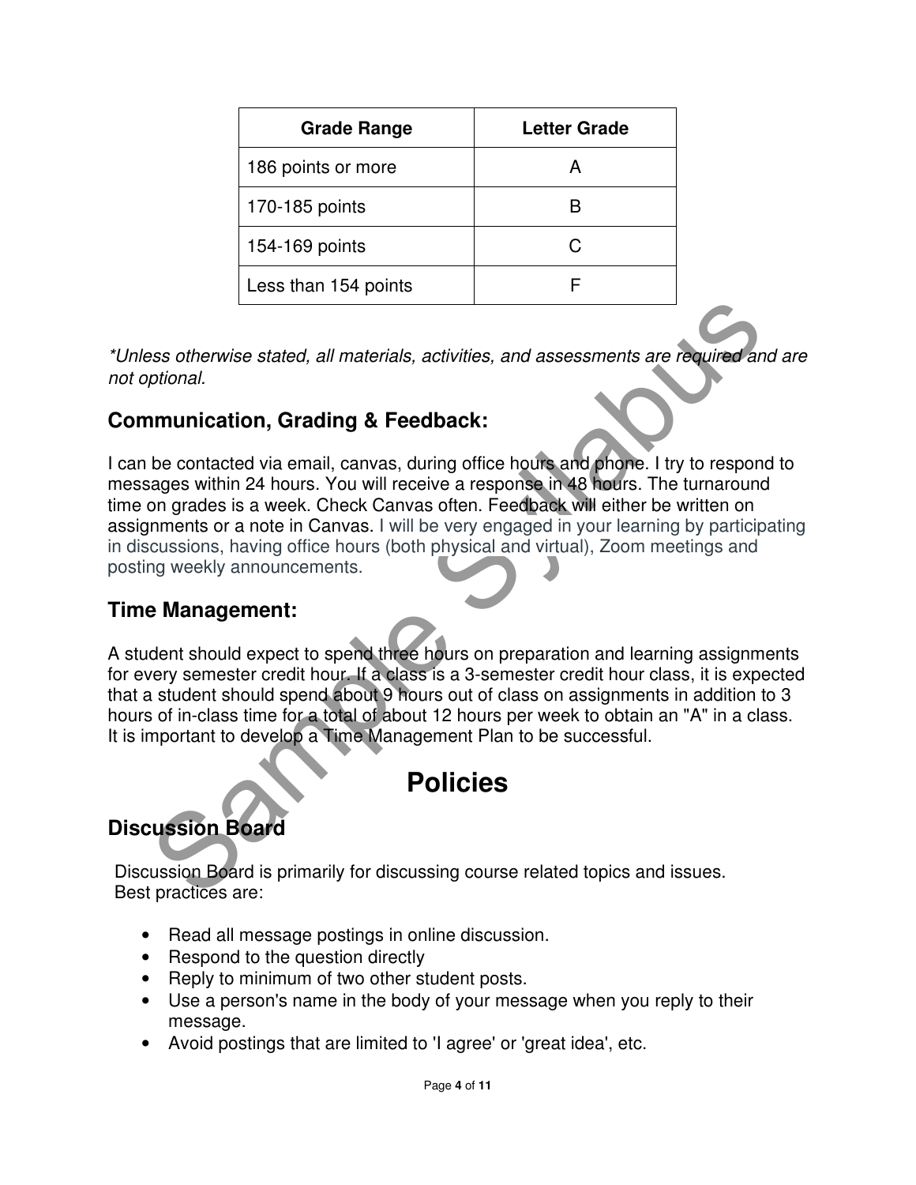| Grade Range | Letter Grade |
|---|---|
| 186 points or more | A |
| 170-185 points | B |
| 154-169 points | C |
| Less than 154 points | F |

*\*Unless otherwise stated, all materials, activities, and assessments are required and are not optional.*

## Communication, Grading & Feedback:

I can be contacted via email, canvas, during office hours and phone. I try to respond to messages within 24 hours. You will receive a response in 48 hours. The turnaround time on grades is a week. Check Canvas often. Feedback will either be written on assignments or a note in Canvas. I will be very engaged in your learning by participating in discussions, having office hours (both physical and virtual), Zoom meetings and posting weekly announcements.

## Time Management:

A student should expect to spend three hours on preparation and learning assignments for every semester credit hour. If a class is a 3-semester credit hour class, it is expected that a student should spend about 9 hours out of class on assignments in addition to 3 hours of in-class time for a total of about 12 hours per week to obtain an "A" in a class. It is important to develop a Time Management Plan to be successful.

# Policies

## Discussion Board

Discussion Board is primarily for discussing course related topics and issues. Best practices are:

- Read all message postings in online discussion.
- Respond to the question directly
- Reply to minimum of two other student posts.
- Use a person's name in the body of your message when you reply to their message.
- Avoid postings that are limited to 'I agree' or 'great idea', etc.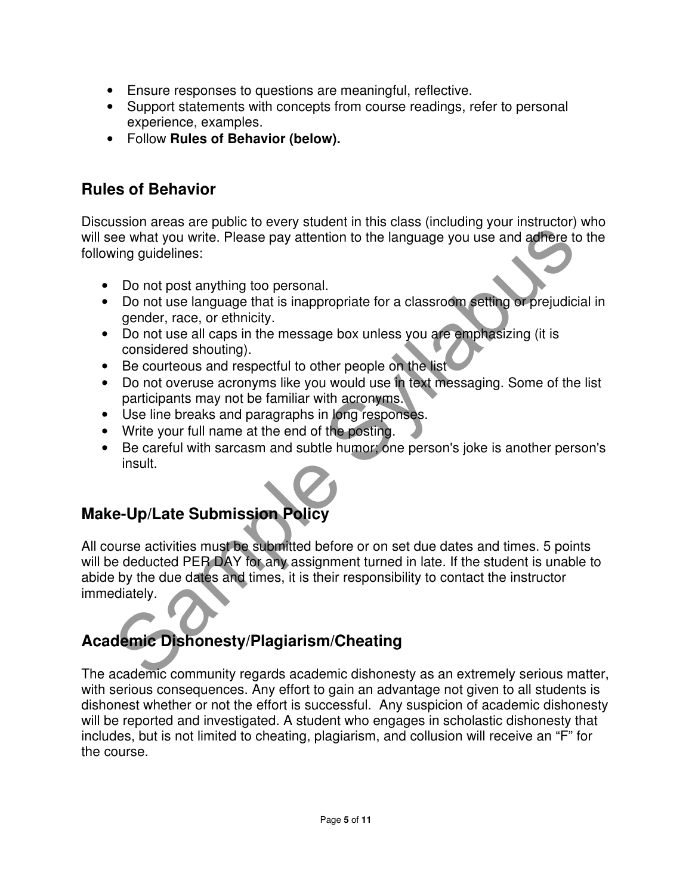- Ensure responses to questions are meaningful, reflective.
- Support statements with concepts from course readings, refer to personal experience, examples.
- Follow **Rules of Behavior (below).**

## Rules of Behavior

Discussion areas are public to every student in this class (including your instructor) who will see what you write. Please pay attention to the language you use and adhere to the following guidelines:

- Do not post anything too personal.
- Do not use language that is inappropriate for a classroom setting or prejudicial in gender, race, or ethnicity.
- Do not use all caps in the message box unless you are emphasizing (it is considered shouting).
- Be courteous and respectful to other people on the list
- Do not overuse acronyms like you would use in text messaging. Some of the list participants may not be familiar with acronyms.
- Use line breaks and paragraphs in long responses.
- Write your full name at the end of the posting.
- Be careful with sarcasm and subtle humor; one person's joke is another person's insult.

## Make-Up/Late Submission Policy

All course activities must be submitted before or on set due dates and times. 5 points will be deducted PER DAY for any assignment turned in late. If the student is unable to abide by the due dates and times, it is their responsibility to contact the instructor immediately.

## Academic Dishonesty/Plagiarism/Cheating

The academic community regards academic dishonesty as an extremely serious matter, with serious consequences. Any effort to gain an advantage not given to all students is dishonest whether or not the effort is successful. Any suspicion of academic dishonesty will be reported and investigated. A student who engages in scholastic dishonesty that includes, but is not limited to cheating, plagiarism, and collusion will receive an "F" for the course.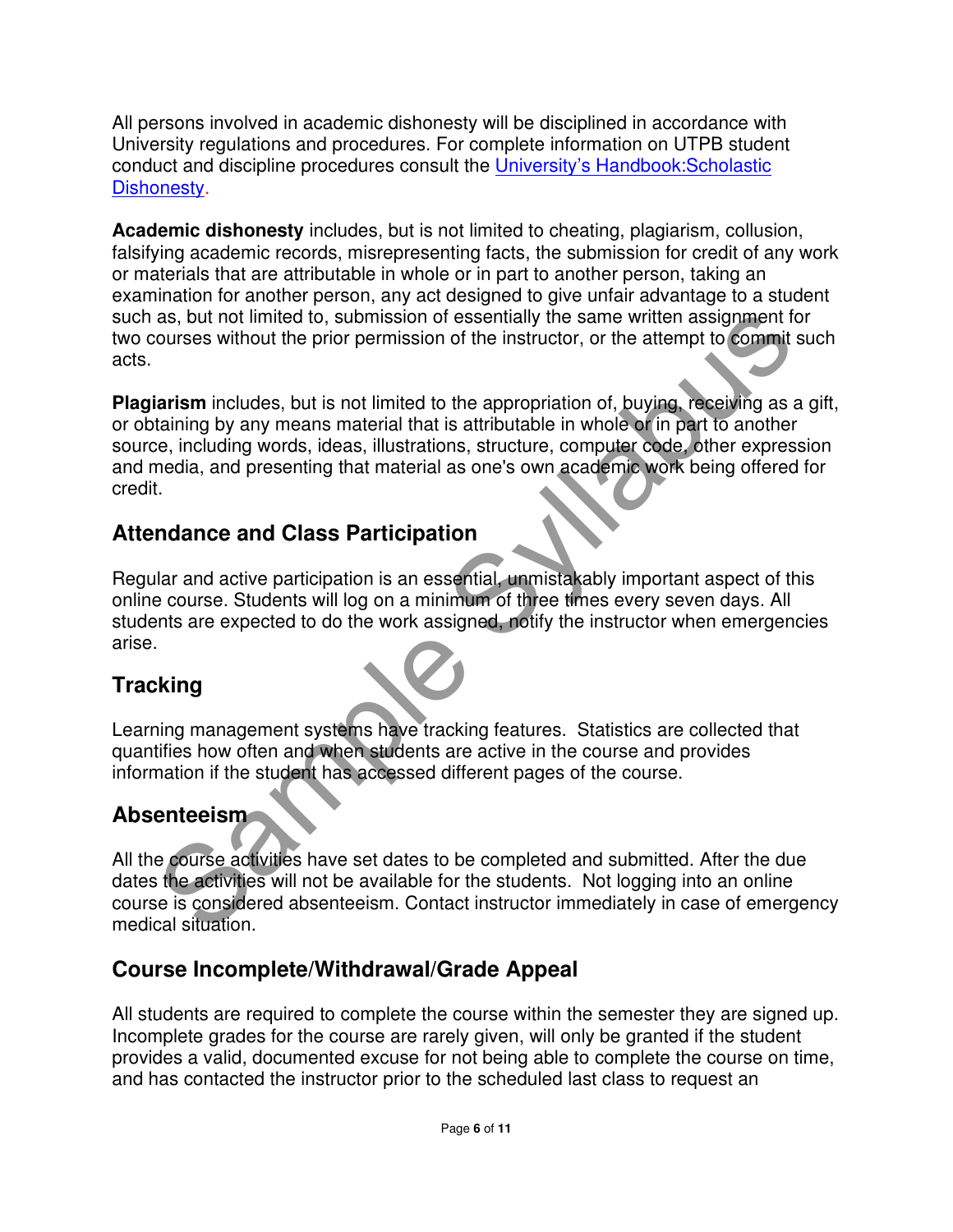All persons involved in academic dishonesty will be disciplined in accordance with University regulations and procedures. For complete information on UTPB student conduct and discipline procedures consult the [University's Handbook:Scholastic Dishonesty](#).

**Academic dishonesty** includes, but is not limited to cheating, plagiarism, collusion, falsifying academic records, misrepresenting facts, the submission for credit of any work or materials that are attributable in whole or in part to another person, taking an examination for another person, any act designed to give unfair advantage to a student such as, but not limited to, submission of essentially the same written assignment for two courses without the prior permission of the instructor, or the attempt to commit such acts.

**Plagiarism** includes, but is not limited to the appropriation of, buying, receiving as a gift, or obtaining by any means material that is attributable in whole or in part to another source, including words, ideas, illustrations, structure, computer code, other expression and media, and presenting that material as one's own academic work being offered for credit.

## Attendance and Class Participation

Regular and active participation is an essential, unmistakably important aspect of this online course. Students will log on a minimum of three times every seven days. All students are expected to do the work assigned, notify the instructor when emergencies arise.

## Tracking

Learning management systems have tracking features. Statistics are collected that quantifies how often and when students are active in the course and provides information if the student has accessed different pages of the course.

## Absenteeism

All the course activities have set dates to be completed and submitted. After the due dates the activities will not be available for the students. Not logging into an online course is considered absenteeism. Contact instructor immediately in case of emergency medical situation.

## Course Incomplete/Withdrawal/Grade Appeal

All students are required to complete the course within the semester they are signed up. Incomplete grades for the course are rarely given, will only be granted if the student provides a valid, documented excuse for not being able to complete the course on time, and has contacted the instructor prior to the scheduled last class to request an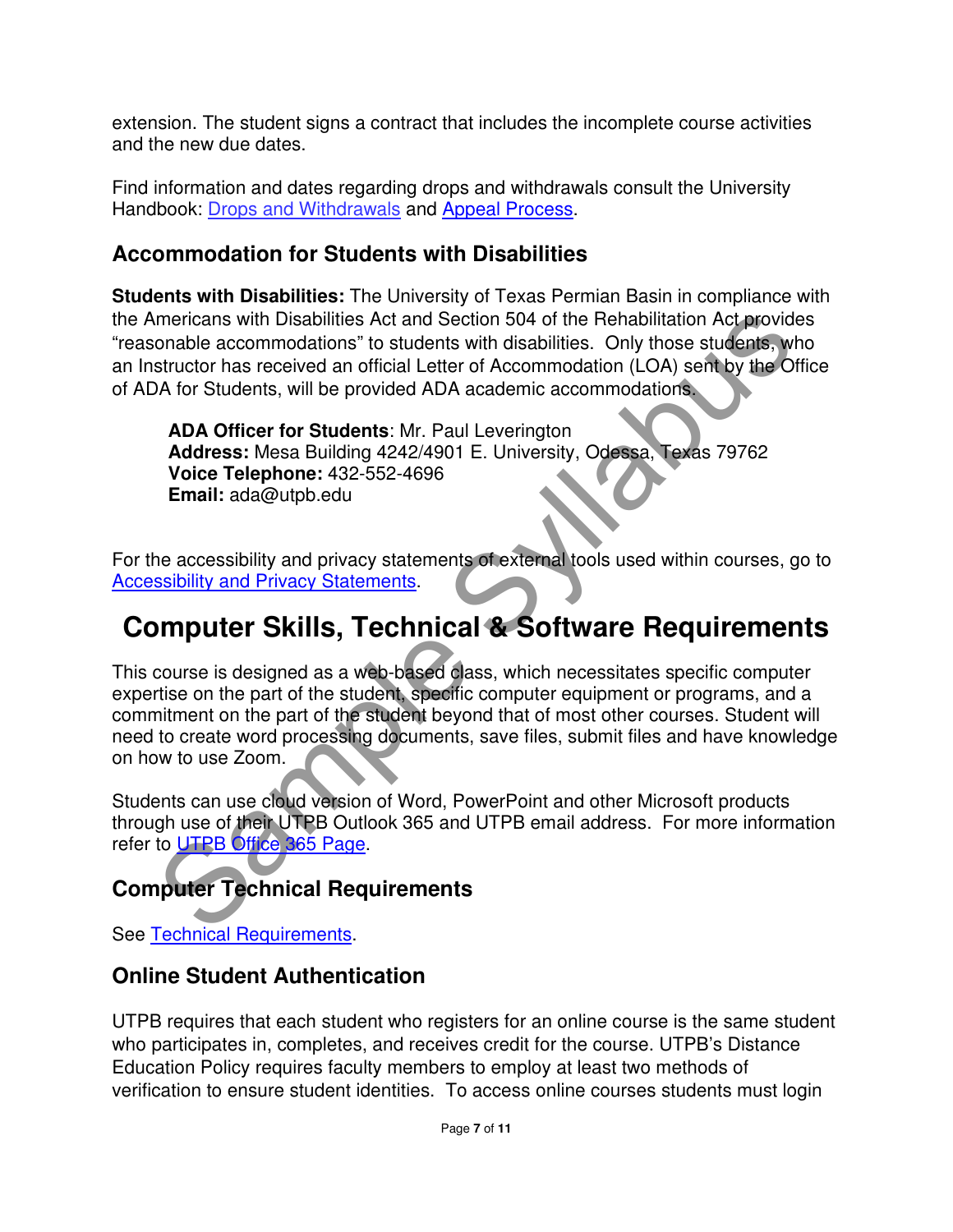extension. The student signs a contract that includes the incomplete course activities and the new due dates.

Find information and dates regarding drops and withdrawals consult the University Handbook: Drops and Withdrawals and Appeal Process.

## Accommodation for Students with Disabilities

**Students with Disabilities:** The University of Texas Permian Basin in compliance with the Americans with Disabilities Act and Section 504 of the Rehabilitation Act provides "reasonable accommodations" to students with disabilities. Only those students, who an Instructor has received an official Letter of Accommodation (LOA) sent by the Office of ADA for Students, will be provided ADA academic accommodations.

> **ADA Officer for Students**: Mr. Paul Leverington
> **Address:** Mesa Building 4242/4901 E. University, Odessa, Texas 79762
> **Voice Telephone:** 432-552-4696
> **Email:** ada@utpb.edu

For the accessibility and privacy statements of external tools used within courses, go to Accessibility and Privacy Statements.

# Computer Skills, Technical & Software Requirements

This course is designed as a web-based class, which necessitates specific computer expertise on the part of the student, specific computer equipment or programs, and a commitment on the part of the student beyond that of most other courses. Student will need to create word processing documents, save files, submit files and have knowledge on how to use Zoom.

Students can use cloud version of Word, PowerPoint and other Microsoft products through use of their UTPB Outlook 365 and UTPB email address. For more information refer to UTPB Office 365 Page.

## Computer Technical Requirements

See Technical Requirements.

## Online Student Authentication

UTPB requires that each student who registers for an online course is the same student who participates in, completes, and receives credit for the course. UTPB's Distance Education Policy requires faculty members to employ at least two methods of verification to ensure student identities. To access online courses students must login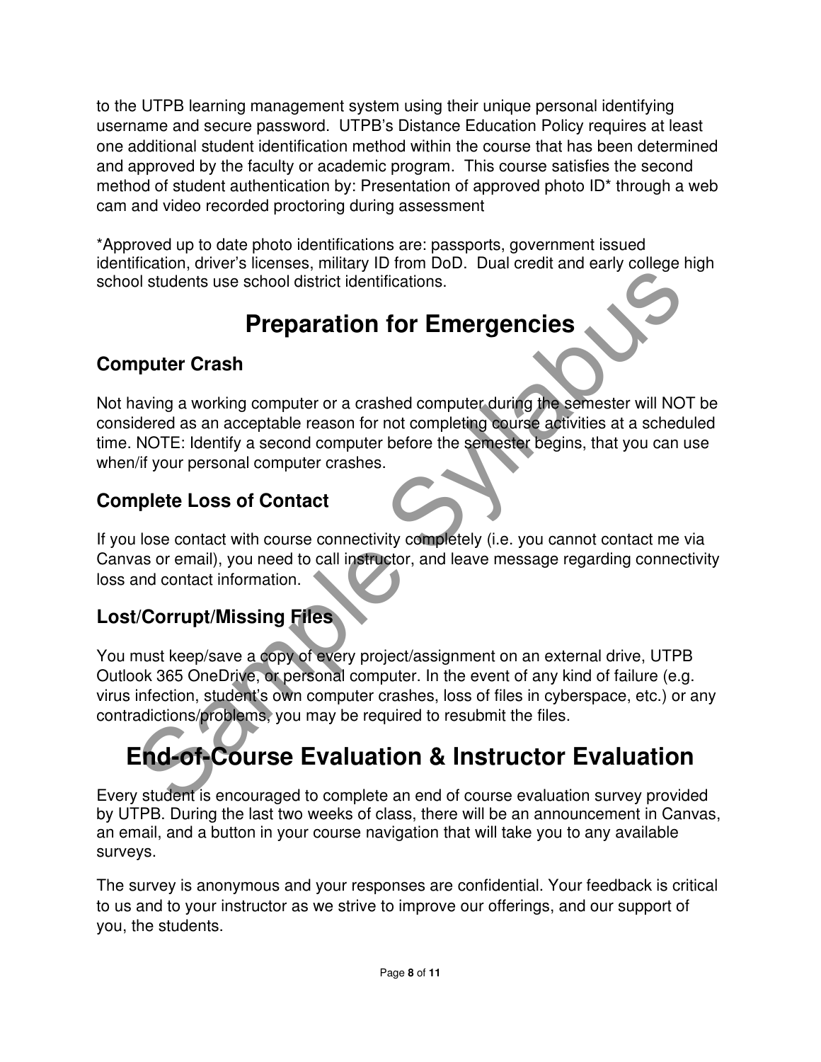to the UTPB learning management system using their unique personal identifying username and secure password. UTPB's Distance Education Policy requires at least one additional student identification method within the course that has been determined and approved by the faculty or academic program. This course satisfies the second method of student authentication by: Presentation of approved photo ID* through a web cam and video recorded proctoring during assessment

*Approved up to date photo identifications are: passports, government issued identification, driver's licenses, military ID from DoD. Dual credit and early college high school students use school district identifications.

# Preparation for Emergencies

## Computer Crash

Not having a working computer or a crashed computer during the semester will NOT be considered as an acceptable reason for not completing course activities at a scheduled time. NOTE: Identify a second computer before the semester begins, that you can use when/if your personal computer crashes.

## Complete Loss of Contact

If you lose contact with course connectivity completely (i.e. you cannot contact me via Canvas or email), you need to call instructor, and leave message regarding connectivity loss and contact information.

## Lost/Corrupt/Missing Files

You must keep/save a copy of every project/assignment on an external drive, UTPB Outlook 365 OneDrive, or personal computer. In the event of any kind of failure (e.g. virus infection, student's own computer crashes, loss of files in cyberspace, etc.) or any contradictions/problems, you may be required to resubmit the files.

# End-of-Course Evaluation & Instructor Evaluation

Every student is encouraged to complete an end of course evaluation survey provided by UTPB. During the last two weeks of class, there will be an announcement in Canvas, an email, and a button in your course navigation that will take you to any available surveys.

The survey is anonymous and your responses are confidential. Your feedback is critical to us and to your instructor as we strive to improve our offerings, and our support of you, the students.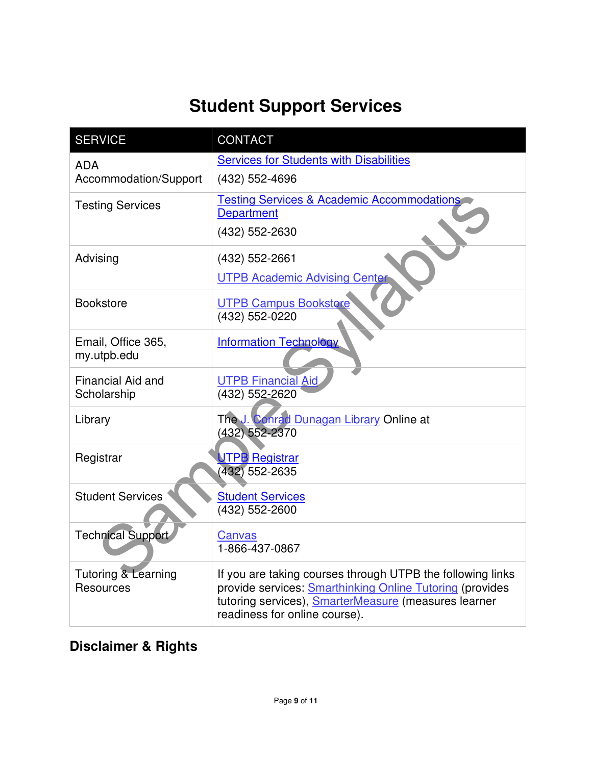# Student Support Services

| SERVICE | CONTACT |
|---|---|
| ADA Accommodation/Support | Services for Students with Disabilities (432) 552-4696 |
| Testing Services | Testing Services & Academic Accommodations Department (432) 552-2630 |
| Advising | (432) 552-2661 UTPB Academic Advising Center |
| Bookstore | UTPB Campus Bookstore (432) 552-0220 |
| Email, Office 365, my.utpb.edu | Information Technology |
| Financial Aid and Scholarship | UTPB Financial Aid (432) 552-2620 |
| Library | The J. Conrad Dunagan Library Online at (432) 552-2370 |
| Registrar | UTPB Registrar (432) 552-2635 |
| Student Services | Student Services (432) 552-2600 |
| Technical Support | Canvas 1-866-437-0867 |
| Tutoring & Learning Resources | If you are taking courses through UTPB the following links provide services: Smarthinking Online Tutoring (provides tutoring services), SmarterMeasure (measures learner readiness for online course). |

## Disclaimer & Rights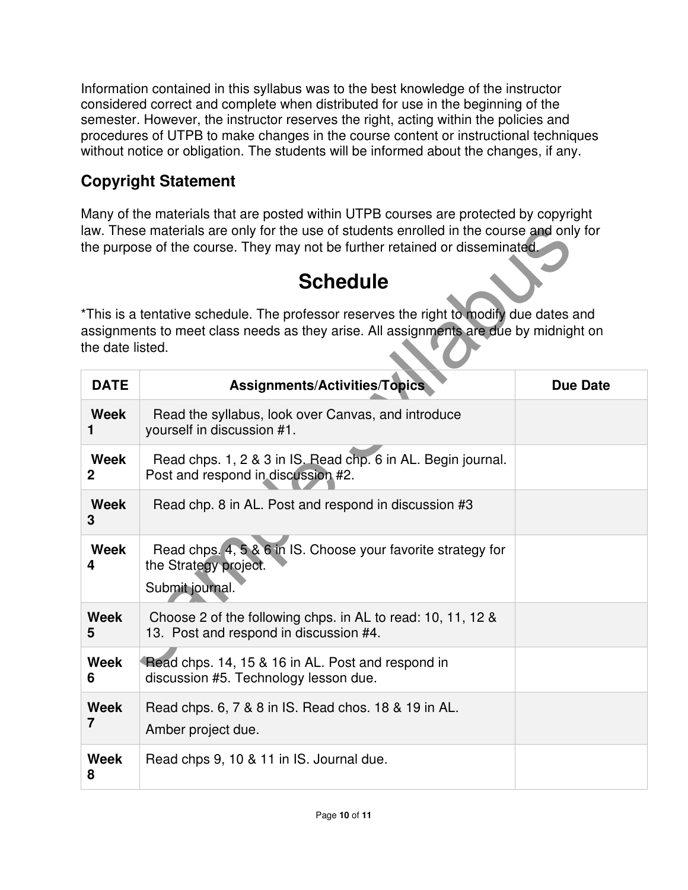Information contained in this syllabus was to the best knowledge of the instructor considered correct and complete when distributed for use in the beginning of the semester. However, the instructor reserves the right, acting within the policies and procedures of UTPB to make changes in the course content or instructional techniques without notice or obligation. The students will be informed about the changes, if any.

### Copyright Statement

Many of the materials that are posted within UTPB courses are protected by copyright law. These materials are only for the use of students enrolled in the course and only for the purpose of the course. They may not be further retained or disseminated.

# Schedule

*This is a tentative schedule. The professor reserves the right to modify due dates and assignments to meet class needs as they arise. All assignments are due by midnight on the date listed.

| DATE | Assignments/Activities/Topics | Due Date |
|---|---|---|
| **Week 1** | Read the syllabus, look over Canvas, and introduce yourself in discussion #1. | |
| **Week 2** | Read chps. 1, 2 & 3 in IS. Read chp. 6 in AL. Begin journal. Post and respond in discussion #2. | |
| **Week 3** | Read chp. 8 in AL. Post and respond in discussion #3 | |
| **Week 4** | Read chps. 4, 5 & 6 in IS. Choose your favorite strategy for the Strategy project. Submit journal. | |
| **Week 5** | Choose 2 of the following chps. in AL to read: 10, 11, 12 & 13. Post and respond in discussion #4. | |
| **Week 6** | Read chps. 14, 15 & 16 in AL. Post and respond in discussion #5. Technology lesson due. | |
| **Week 7** | Read chps. 6, 7 & 8 in IS. Read chos. 18 & 19 in AL. Amber project due. | |
| **Week 8** | Read chps 9, 10 & 11 in IS. Journal due. | |